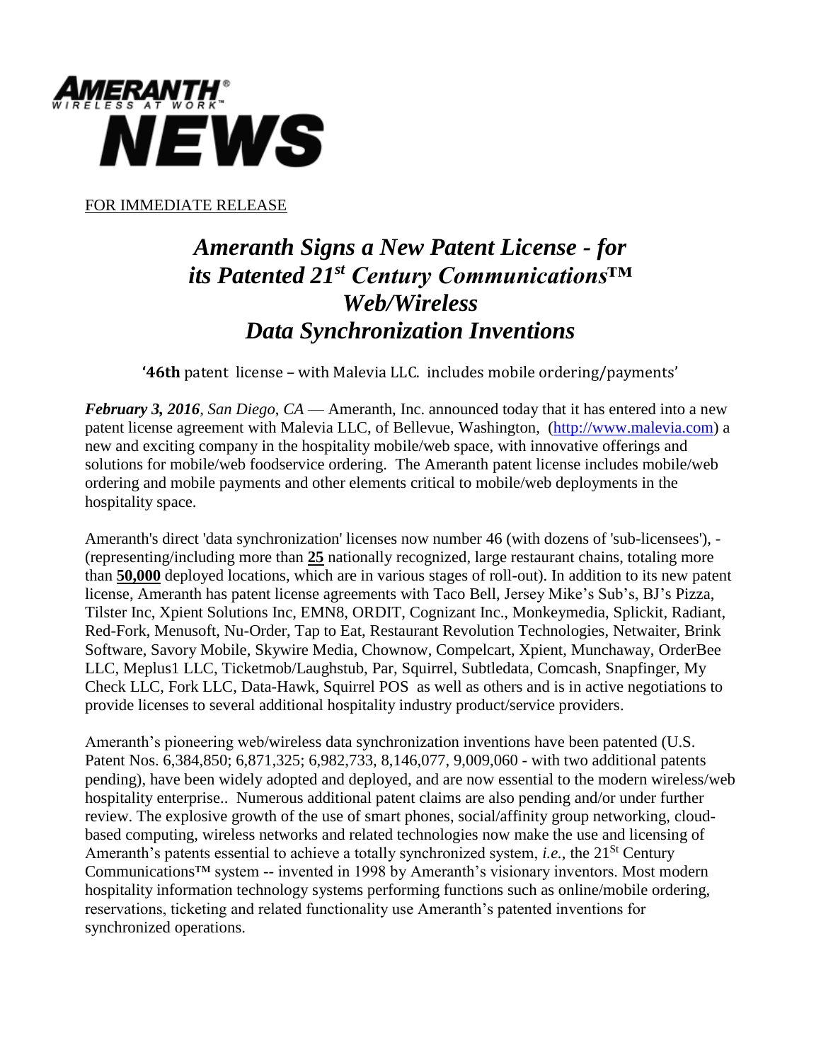AMERANTH®
WIRELESS AT WORK™

# NEWS

FOR IMMEDIATE RELEASE

# *Ameranth Signs a New Patent License - for its Patented 21st Century Communications™ Web/Wireless Data Synchronization Inventions*

**'46th** patent license – with Malevia LLC. includes mobile ordering/payments'

***February 3, 2016****, San Diego, CA* — Ameranth, Inc. announced today that it has entered into a new patent license agreement with Malevia LLC, of Bellevue, Washington, (http://www.malevia.com) a new and exciting company in the hospitality mobile/web space, with innovative offerings and solutions for mobile/web foodservice ordering. The Ameranth patent license includes mobile/web ordering and mobile payments and other elements critical to mobile/web deployments in the hospitality space.

Ameranth's direct 'data synchronization' licenses now number 46 (with dozens of 'sub-licensees'), - (representing/including more than **25** nationally recognized, large restaurant chains, totaling more than **50,000** deployed locations, which are in various stages of roll-out). In addition to its new patent license, Ameranth has patent license agreements with Taco Bell, Jersey Mike's Sub's, BJ's Pizza, Tilster Inc, Xpient Solutions Inc, EMN8, ORDIT, Cognizant Inc., Monkeymedia, Splickit, Radiant, Red-Fork, Menusoft, Nu-Order, Tap to Eat, Restaurant Revolution Technologies, Netwaiter, Brink Software, Savory Mobile, Skywire Media, Chownow, Compelcart, Xpient, Munchaway, OrderBee LLC, Meplus1 LLC, Ticketmob/Laughstub, Par, Squirrel, Subtledata, Comcash, Snapfinger, My Check LLC, Fork LLC, Data-Hawk, Squirrel POS as well as others and is in active negotiations to provide licenses to several additional hospitality industry product/service providers.

Ameranth's pioneering web/wireless data synchronization inventions have been patented (U.S. Patent Nos. 6,384,850; 6,871,325; 6,982,733, 8,146,077, 9,009,060 - with two additional patents pending), have been widely adopted and deployed, and are now essential to the modern wireless/web hospitality enterprise.. Numerous additional patent claims are also pending and/or under further review. The explosive growth of the use of smart phones, social/affinity group networking, cloud-based computing, wireless networks and related technologies now make the use and licensing of Ameranth's patents essential to achieve a totally synchronized system, *i.e.*, the 21St Century Communications™ system -- invented in 1998 by Ameranth's visionary inventors. Most modern hospitality information technology systems performing functions such as online/mobile ordering, reservations, ticketing and related functionality use Ameranth's patented inventions for synchronized operations.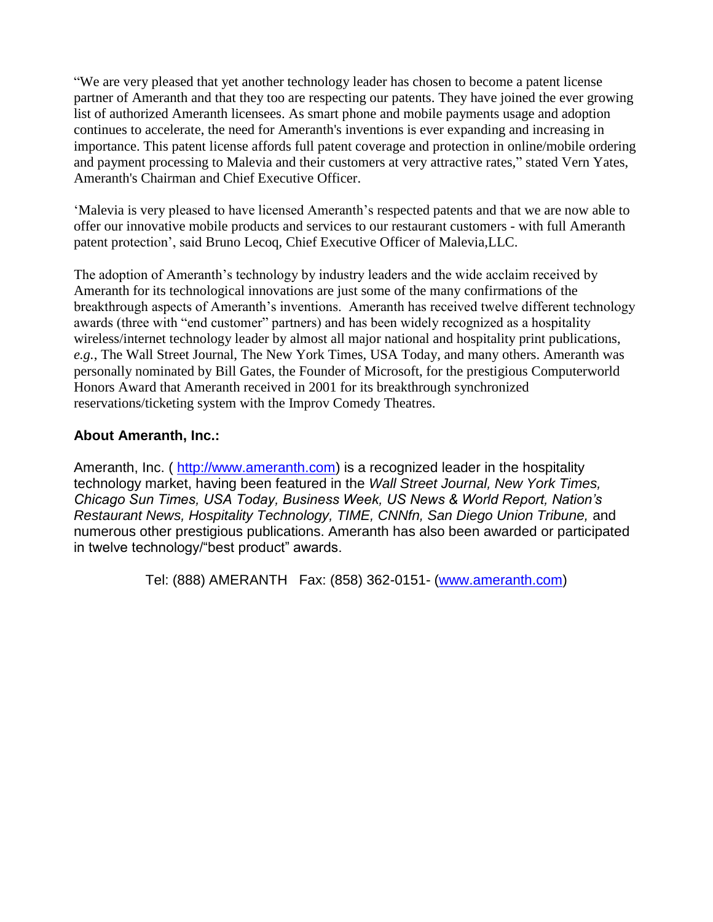"We are very pleased that yet another technology leader has chosen to become a patent license partner of Ameranth and that they too are respecting our patents. They have joined the ever growing list of authorized Ameranth licensees. As smart phone and mobile payments usage and adoption continues to accelerate, the need for Ameranth's inventions is ever expanding and increasing in importance. This patent license affords full patent coverage and protection in online/mobile ordering and payment processing to Malevia and their customers at very attractive rates," stated Vern Yates, Ameranth's Chairman and Chief Executive Officer.

'Malevia is very pleased to have licensed Ameranth's respected patents and that we are now able to offer our innovative mobile products and services to our restaurant customers - with full Ameranth patent protection', said Bruno Lecoq, Chief Executive Officer of Malevia,LLC.

The adoption of Ameranth's technology by industry leaders and the wide acclaim received by Ameranth for its technological innovations are just some of the many confirmations of the breakthrough aspects of Ameranth's inventions. Ameranth has received twelve different technology awards (three with "end customer" partners) and has been widely recognized as a hospitality wireless/internet technology leader by almost all major national and hospitality print publications, *e.g.*, The Wall Street Journal, The New York Times, USA Today, and many others. Ameranth was personally nominated by Bill Gates, the Founder of Microsoft, for the prestigious Computerworld Honors Award that Ameranth received in 2001 for its breakthrough synchronized reservations/ticketing system with the Improv Comedy Theatres.

**About Ameranth, Inc.:**

Ameranth, Inc. ( http://www.ameranth.com) is a recognized leader in the hospitality technology market, having been featured in the *Wall Street Journal, New York Times, Chicago Sun Times, USA Today, Business Week, US News & World Report, Nation's Restaurant News, Hospitality Technology, TIME, CNNfn, San Diego Union Tribune,* and numerous other prestigious publications. Ameranth has also been awarded or participated in twelve technology/"best product" awards.

Tel: (888) AMERANTH Fax: (858) 362-0151- (www.ameranth.com)